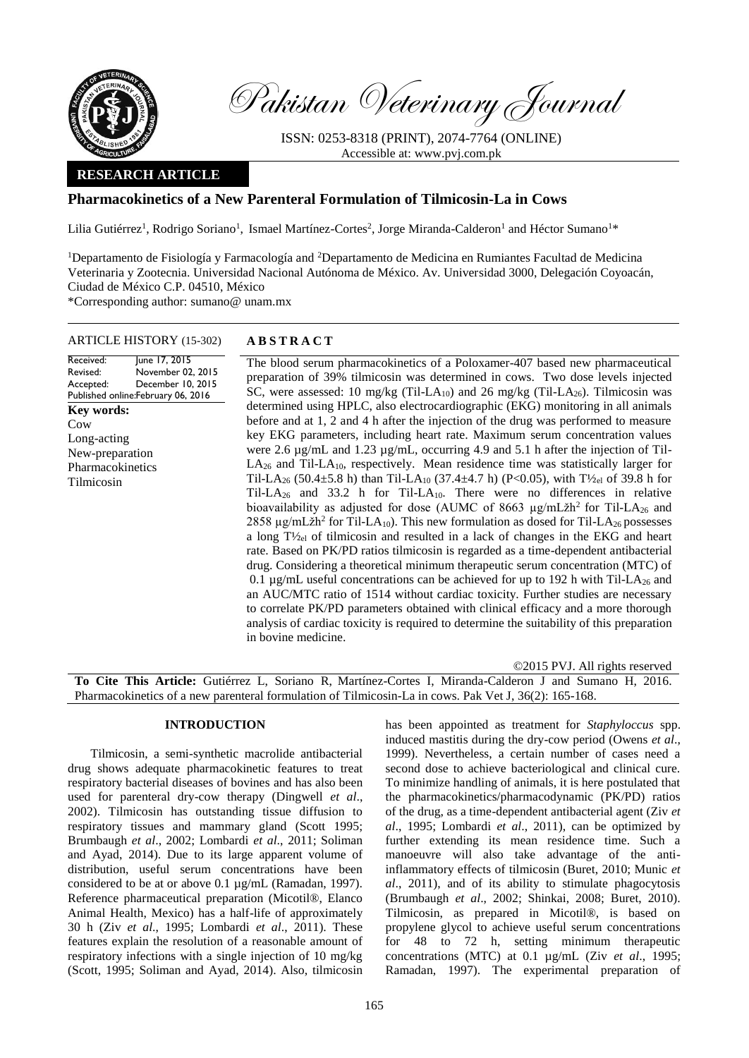Pakistan Veterinary Journal

ISSN: 0253-8318 (PRINT), 2074-7764 (ONLINE)
Accessible at: www.pvj.com.pk

**RESEARCH ARTICLE**

# Pharmacokinetics of a New Parenteral Formulation of Tilmicosin-La in Cows

Lilia Gutiérrez[1], Rodrigo Soriano[1], Ismael Martínez-Cortes[2], Jorge Miranda-Calderon[1] and Héctor Sumano[1]*

[1]Departamento de Fisiología y Farmacología and [2]Departamento de Medicina en Rumiantes Facultad de Medicina Veterinaria y Zootecnia. Universidad Nacional Autónoma de México. Av. Universidad 3000, Delegación Coyoacán, Ciudad de México C.P. 04510, México

*Corresponding author: sumano@ unam.mx

**ARTICLE HISTORY** (15-302)

Received: June 17, 2015
Revised: November 02, 2015
Accepted: December 10, 2015
Published online: February 06, 2016

**Key words:**
Cow
Long-acting
New-preparation
Pharmacokinetics
Tilmicosin

## ABSTRACT

The blood serum pharmacokinetics of a Poloxamer-407 based new pharmaceutical preparation of 39% tilmicosin was determined in cows. Two dose levels injected SC, were assessed: 10 mg/kg (Til-$LA_{10}$) and 26 mg/kg (Til-$LA_{26}$). Tilmicosin was determined using HPLC, also electrocardiographic (EKG) monitoring in all animals before and at 1, 2 and 4 h after the injection of the drug was performed to measure key EKG parameters, including heart rate. Maximum serum concentration values were 2.6 µg/mL and 1.23 µg/mL, occurring 4.9 and 5.1 h after the injection of Til-$LA_{26}$ and Til-$LA_{10}$, respectively. Mean residence time was statistically larger for Til-$LA_{26}$ (50.4±5.8 h) than Til-$LA_{10}$ (37.4±4.7 h) ($P<0.05$), with $T½_{el}$ of 39.8 h for Til-$LA_{26}$ and 33.2 h for Til-$LA_{10}$. There were no differences in relative bioavailability as adjusted for dose (AUMC of 8663 µg/mLžh$^2$ for Til-$LA_{26}$ and 2858 µg/mLžh$^2$ for Til-$LA_{10}$). This new formulation as dosed for Til-$LA_{26}$ possesses a long $T½_{el}$ of tilmicosin and resulted in a lack of changes in the EKG and heart rate. Based on PK/PD ratios tilmicosin is regarded as a time-dependent antibacterial drug. Considering a theoretical minimum therapeutic serum concentration (MTC) of 0.1 µg/mL useful concentrations can be achieved for up to 192 h with Til-$LA_{26}$ and an AUC/MTC ratio of 1514 without cardiac toxicity. Further studies are necessary to correlate PK/PD parameters obtained with clinical efficacy and a more thorough analysis of cardiac toxicity is required to determine the suitability of this preparation in bovine medicine.

©2015 PVJ. All rights reserved

**To Cite This Article:** Gutiérrez L, Soriano R, Martínez-Cortes I, Miranda-Calderon J and Sumano H, 2016. Pharmacokinetics of a new parenteral formulation of Tilmicosin-La in cows. Pak Vet J, 36(2): 165-168.

## INTRODUCTION

Tilmicosin, a semi-synthetic macrolide antibacterial drug shows adequate pharmacokinetic features to treat respiratory bacterial diseases of bovines and has also been used for parenteral dry-cow therapy (Dingwell *et al*., 2002). Tilmicosin has outstanding tissue diffusion to respiratory tissues and mammary gland (Scott 1995; Brumbaugh *et al*., 2002; Lombardi *et al*., 2011; Soliman and Ayad, 2014). Due to its large apparent volume of distribution, useful serum concentrations have been considered to be at or above 0.1 µg/mL (Ramadan, 1997). Reference pharmaceutical preparation (Micotil®, Elanco Animal Health, Mexico) has a half-life of approximately 30 h (Ziv *et al*., 1995; Lombardi *et al*., 2011). These features explain the resolution of a reasonable amount of respiratory infections with a single injection of 10 mg/kg (Scott, 1995; Soliman and Ayad, 2014). Also, tilmicosin has been appointed as treatment for *Staphyloccus* spp. induced mastitis during the dry-cow period (Owens *et al*., 1999). Nevertheless, a certain number of cases need a second dose to achieve bacteriological and clinical cure. To minimize handling of animals, it is here postulated that the pharmacokinetics/pharmacodynamic (PK/PD) ratios of the drug, as a time-dependent antibacterial agent (Ziv *et al*., 1995; Lombardi *et al*., 2011), can be optimized by further extending its mean residence time. Such a manoeuvre will also take advantage of the anti-inflammatory effects of tilmicosin (Buret, 2010; Munic *et al*., 2011), and of its ability to stimulate phagocytosis (Brumbaugh *et al*., 2002; Shinkai, 2008; Buret, 2010). Tilmicosin, as prepared in Micotil®, is based on propylene glycol to achieve useful serum concentrations for 48 to 72 h, setting minimum therapeutic concentrations (MTC) at 0.1 µg/mL (Ziv *et al*., 1995; Ramadan, 1997). The experimental preparation of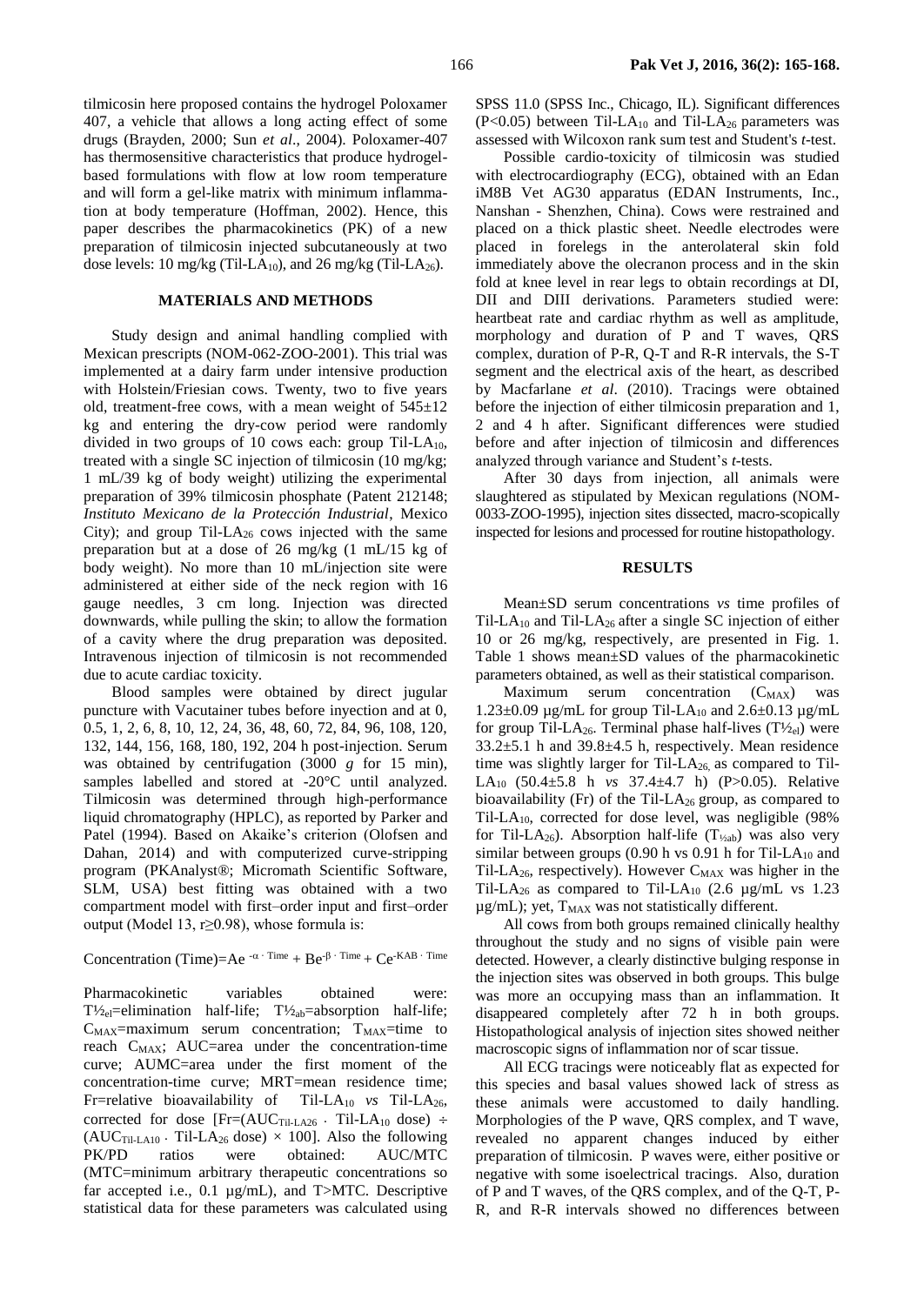tilmicosin here proposed contains the hydrogel Poloxamer 407, a vehicle that allows a long acting effect of some drugs (Brayden, 2000; Sun *et al*., 2004). Poloxamer-407 has thermosensitive characteristics that produce hydrogel-based formulations with flow at low room temperature and will form a gel-like matrix with minimum inflammation at body temperature (Hoffman, 2002). Hence, this paper describes the pharmacokinetics (PK) of a new preparation of tilmicosin injected subcutaneously at two dose levels: 10 mg/kg (Til-$LA_{10}$), and 26 mg/kg (Til-$LA_{26}$).

## MATERIALS AND METHODS

Study design and animal handling complied with Mexican prescripts (NOM-062-ZOO-2001). This trial was implemented at a dairy farm under intensive production with Holstein/Friesian cows. Twenty, two to five years old, treatment-free cows, with a mean weight of 545±12 kg and entering the dry-cow period were randomly divided in two groups of 10 cows each: group Til-$LA_{10}$, treated with a single SC injection of tilmicosin (10 mg/kg; 1 mL/39 kg of body weight) utilizing the experimental preparation of 39% tilmicosin phosphate (Patent 212148; *Instituto Mexicano de la Protección Industrial*, Mexico City); and group Til-$LA_{26}$ cows injected with the same preparation but at a dose of 26 mg/kg (1 mL/15 kg of body weight). No more than 10 mL/injection site were administered at either side of the neck region with 16 gauge needles, 3 cm long. Injection was directed downwards, while pulling the skin; to allow the formation of a cavity where the drug preparation was deposited. Intravenous injection of tilmicosin is not recommended due to acute cardiac toxicity.

Blood samples were obtained by direct jugular puncture with Vacutainer tubes before inyection and at 0, 0.5, 1, 2, 6, 8, 10, 12, 24, 36, 48, 60, 72, 84, 96, 108, 120, 132, 144, 156, 168, 180, 192, 204 h post-injection. Serum was obtained by centrifugation (3000 *g* for 15 min), samples labelled and stored at -20°C until analyzed. Tilmicosin was determined through high-performance liquid chromatography (HPLC), as reported by Parker and Patel (1994). Based on Akaike's criterion (Olofsen and Dahan, 2014) and with computerized curve-stripping program (PKAnalyst®; Micromath Scientific Software, SLM, USA) best fitting was obtained with a two compartment model with first–order input and first–order output (Model 13, r≥0.98), whose formula is:

$$\text{Concentration (Time)} = Ae^{-\alpha \cdot \text{Time}} + Be^{-\beta \cdot \text{Time}} + Ce^{-KAB \cdot \text{Time}}$$

Pharmacokinetic variables obtained were: $T½_{el}$=elimination half-life; $T½_{ab}$=absorption half-life; $C_{MAX}$=maximum serum concentration; $T_{MAX}$=time to reach $C_{MAX}$; AUC=area under the concentration-time curve; AUMC=area under the first moment of the concentration-time curve; MRT=mean residence time; Fr=relative bioavailability of Til-$LA_{10}$ *vs* Til-$LA_{26}$, corrected for dose [$Fr=(AUC_{Til\text{-}LA26} \cdot \text{Til-}LA_{10} \text{ dose}) \div (AUC_{Til\text{-}LA10} \cdot \text{Til-}LA_{26} \text{ dose}) \times 100$]. Also the following PK/PD ratios were obtained: AUC/MTC (MTC=minimum arbitrary therapeutic concentrations so far accepted i.e., 0.1 µg/mL), and T>MTC. Descriptive statistical data for these parameters was calculated using SPSS 11.0 (SPSS Inc., Chicago, IL). Significant differences ($P<0.05$) between Til-$LA_{10}$ and Til-$LA_{26}$ parameters was assessed with Wilcoxon rank sum test and Student's *t*-test.

Possible cardio-toxicity of tilmicosin was studied with electrocardiography (ECG), obtained with an Edan iM8B Vet AG30 apparatus (EDAN Instruments, Inc., Nanshan - Shenzhen, China). Cows were restrained and placed on a thick plastic sheet. Needle electrodes were placed in forelegs in the anterolateral skin fold immediately above the olecranon process and in the skin fold at knee level in rear legs to obtain recordings at DI, DII and DIII derivations. Parameters studied were: heartbeat rate and cardiac rhythm as well as amplitude, morphology and duration of P and T waves, QRS complex, duration of P-R, Q-T and R-R intervals, the S-T segment and the electrical axis of the heart, as described by Macfarlane *et al*. (2010). Tracings were obtained before the injection of either tilmicosin preparation and 1, 2 and 4 h after. Significant differences were studied before and after injection of tilmicosin and differences analyzed through variance and Student's *t*-tests.

After 30 days from injection, all animals were slaughtered as stipulated by Mexican regulations (NOM-0033-ZOO-1995), injection sites dissected, macro-scopically inspected for lesions and processed for routine histopathology.

## RESULTS

Mean±SD serum concentrations *vs* time profiles of Til-$LA_{10}$ and Til-$LA_{26}$ after a single SC injection of either 10 or 26 mg/kg, respectively, are presented in Fig. 1. Table 1 shows mean±SD values of the pharmacokinetic parameters obtained, as well as their statistical comparison.

Maximum serum concentration ($C_{MAX}$) was 1.23±0.09 µg/mL for group Til-$LA_{10}$ and 2.6±0.13 µg/mL for group Til-$LA_{26}$. Terminal phase half-lives ($T½_{el}$) were 33.2±5.1 h and 39.8±4.5 h, respectively. Mean residence time was slightly larger for Til-$LA_{26}$, as compared to Til-$LA_{10}$ (50.4±5.8 h *vs* 37.4±4.7 h) ($P>0.05$). Relative bioavailability (Fr) of the Til-$LA_{26}$ group, as compared to Til-$LA_{10}$, corrected for dose level, was negligible (98% for Til-$LA_{26}$). Absorption half-life ($T_{½ab}$) was also very similar between groups (0.90 h vs 0.91 h for Til-$LA_{10}$ and Til-$LA_{26}$, respectively). However $C_{MAX}$ was higher in the Til-$LA_{26}$ as compared to Til-$LA_{10}$ (2.6 µg/mL vs 1.23 µg/mL); yet, $T_{MAX}$ was not statistically different.

All cows from both groups remained clinically healthy throughout the study and no signs of visible pain were detected. However, a clearly distinctive bulging response in the injection sites was observed in both groups. This bulge was more an occupying mass than an inflammation. It disappeared completely after 72 h in both groups. Histopathological analysis of injection sites showed neither macroscopic signs of inflammation nor of scar tissue.

All ECG tracings were noticeably flat as expected for this species and basal values showed lack of stress as these animals were accustomed to daily handling. Morphologies of the P wave, QRS complex, and T wave, revealed no apparent changes induced by either preparation of tilmicosin. P waves were, either positive or negative with some isoelectrical tracings. Also, duration of P and T waves, of the QRS complex, and of the Q-T, P-R, and R-R intervals showed no differences between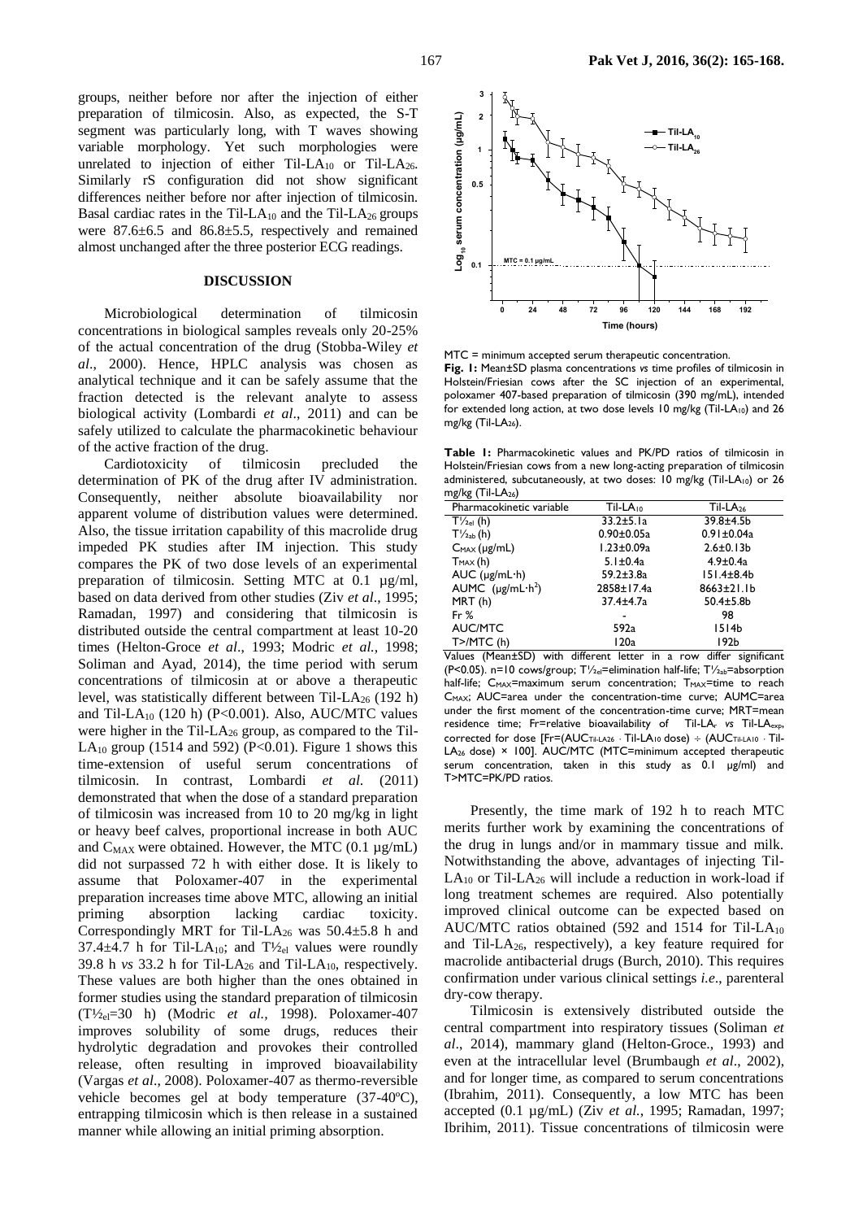groups, neither before nor after the injection of either preparation of tilmicosin. Also, as expected, the S-T segment was particularly long, with T waves showing variable morphology. Yet such morphologies were unrelated to injection of either Til-$LA_{10}$ or Til-$LA_{26}$. Similarly rS configuration did not show significant differences neither before nor after injection of tilmicosin. Basal cardiac rates in the Til-$LA_{10}$ and the Til-$LA_{26}$ groups were 87.6±6.5 and 86.8±5.5, respectively and remained almost unchanged after the three posterior ECG readings.

## DISCUSSION

Microbiological determination of tilmicosin concentrations in biological samples reveals only 20-25% of the actual concentration of the drug (Stobba-Wiley *et al*., 2000). Hence, HPLC analysis was chosen as analytical technique and it can be safely assume that the fraction detected is the relevant analyte to assess biological activity (Lombardi *et al*., 2011) and can be safely utilized to calculate the pharmacokinetic behaviour of the active fraction of the drug.

Cardiotoxicity of tilmicosin precluded the determination of PK of the drug after IV administration. Consequently, neither absolute bioavailability nor apparent volume of distribution values were determined. Also, the tissue irritation capability of this macrolide drug impeded PK studies after IM injection. This study compares the PK of two dose levels of an experimental preparation of tilmicosin. Setting MTC at 0.1 µg/ml, based on data derived from other studies (Ziv *et al*., 1995; Ramadan, 1997) and considering that tilmicosin is distributed outside the central compartment at least 10-20 times (Helton-Groce *et al*., 1993; Modric *et al.*, 1998; Soliman and Ayad, 2014), the time period with serum concentrations of tilmicosin at or above a therapeutic level, was statistically different between Til-$LA_{26}$ (192 h) and Til-$LA_{10}$ (120 h) ($P<0.001$). Also, AUC/MTC values were higher in the Til-$LA_{26}$ group, as compared to the Til-$LA_{10}$ group (1514 and 592) ($P<0.01$). Figure 1 shows this time-extension of useful serum concentrations of tilmicosin. In contrast, Lombardi *et al.* (2011) demonstrated that when the dose of a standard preparation of tilmicosin was increased from 10 to 20 mg/kg in light or heavy beef calves, proportional increase in both AUC and $C_{MAX}$ were obtained. However, the MTC (0.1 µg/mL) did not surpassed 72 h with either dose. It is likely to assume that Poloxamer-407 in the experimental preparation increases time above MTC, allowing an initial priming absorption lacking cardiac toxicity. Correspondingly MRT for Til-$LA_{26}$ was 50.4±5.8 h and 37.4±4.7 h for Til-$LA_{10}$; and $T½_{el}$ values were roundly 39.8 h *vs* 33.2 h for Til-$LA_{26}$ and Til-$LA_{10}$, respectively. These values are both higher than the ones obtained in former studies using the standard preparation of tilmicosin ($T½_{el}$=30 h) (Modric *et al.,* 1998). Poloxamer-407 improves solubility of some drugs, reduces their hydrolytic degradation and provokes their controlled release, often resulting in improved bioavailability (Vargas *et al*., 2008). Poloxamer-407 as thermo-reversible vehicle becomes gel at body temperature (37-40ºC), entrapping tilmicosin which is then release in a sustained manner while allowing an initial priming absorption.

MTC = minimum accepted serum therapeutic concentration.

**Fig. 1:** Mean±SD plasma concentrations *vs* time profiles of tilmicosin in Holstein/Friesian cows after the SC injection of an experimental, poloxamer 407-based preparation of tilmicosin (390 mg/mL), intended for extended long action, at two dose levels 10 mg/kg (Til-$LA_{10}$) and 26 mg/kg (Til-$LA_{26}$).

**Table 1:** Pharmacokinetic values and PK/PD ratios of tilmicosin in Holstein/Friesian cows from a new long-acting preparation of tilmicosin administered, subcutaneously, at two doses: 10 mg/kg (Til-$LA_{10}$) or 26 mg/kg (Til-$LA_{26}$)

| Pharmacokinetic variable | Til-$LA_{10}$ | Til-$LA_{26}$ |
|---|---|---|
| $T½_{el}$ (h) | 33.2±5.1a | 39.8±4.5b |
| $T½_{ab}$ (h) | 0.90±0.05a | 0.91±0.04a |
| $C_{MAX}$ (µg/mL) | 1.23±0.09a | 2.6±0.13b |
| $T_{MAX}$ (h) | 5.1±0.4a | 4.9±0.4a |
| AUC (µg/mL·h) | 59.2±3.8a | 151.4±8.4b |
| AUMC (µg/mL·h²) | 2858±17.4a | 8663±21.1b |
| MRT (h) | 37.4±4.7a | 50.4±5.8b |
| Fr % | - | 98 |
| AUC/MTC | 592a | 1514b |
| T>/MTC (h) | 120a | 192b |

Values (Mean±SD) with different letter in a row differ significant ($P<0.05$). n=10 cows/group; $T½_{el}$=elimination half-life; $T½_{ab}$=absorption half-life; $C_{MAX}$=maximum serum concentration; $T_{MAX}$=time to reach $C_{MAX}$; AUC=area under the concentration-time curve; AUMC=area under the first moment of the concentration-time curve; MRT=mean residence time; Fr=relative bioavailability of Til-$LA_r$ *vs* Til-$LA_{exp}$, corrected for dose [Fr=($AUC_{Til-LA26}$ · Til-$LA_{10}$ dose) ÷ ($AUC_{Til-LA10}$ · Til-$LA_{26}$ dose) × 100]. AUC/MTC (MTC=minimum accepted therapeutic serum concentration, taken in this study as 0.1 µg/ml) and T>MTC=PK/PD ratios.

Presently, the time mark of 192 h to reach MTC merits further work by examining the concentrations of the drug in lungs and/or in mammary tissue and milk. Notwithstanding the above, advantages of injecting Til-$LA_{10}$ or Til-$LA_{26}$ will include a reduction in work-load if long treatment schemes are required. Also potentially improved clinical outcome can be expected based on AUC/MTC ratios obtained (592 and 1514 for Til-$LA_{10}$ and Til-$LA_{26}$, respectively), a key feature required for macrolide antibacterial drugs (Burch, 2010). This requires confirmation under various clinical settings *i.e*., parenteral dry-cow therapy.

Tilmicosin is extensively distributed outside the central compartment into respiratory tissues (Soliman *et al*., 2014), mammary gland (Helton-Groce., 1993) and even at the intracellular level (Brumbaugh *et al*., 2002), and for longer time, as compared to serum concentrations (Ibrahim, 2011). Consequently, a low MTC has been accepted (0.1 µg/mL) (Ziv *et al.*, 1995; Ramadan, 1997; Ibrihim, 2011). Tissue concentrations of tilmicosin were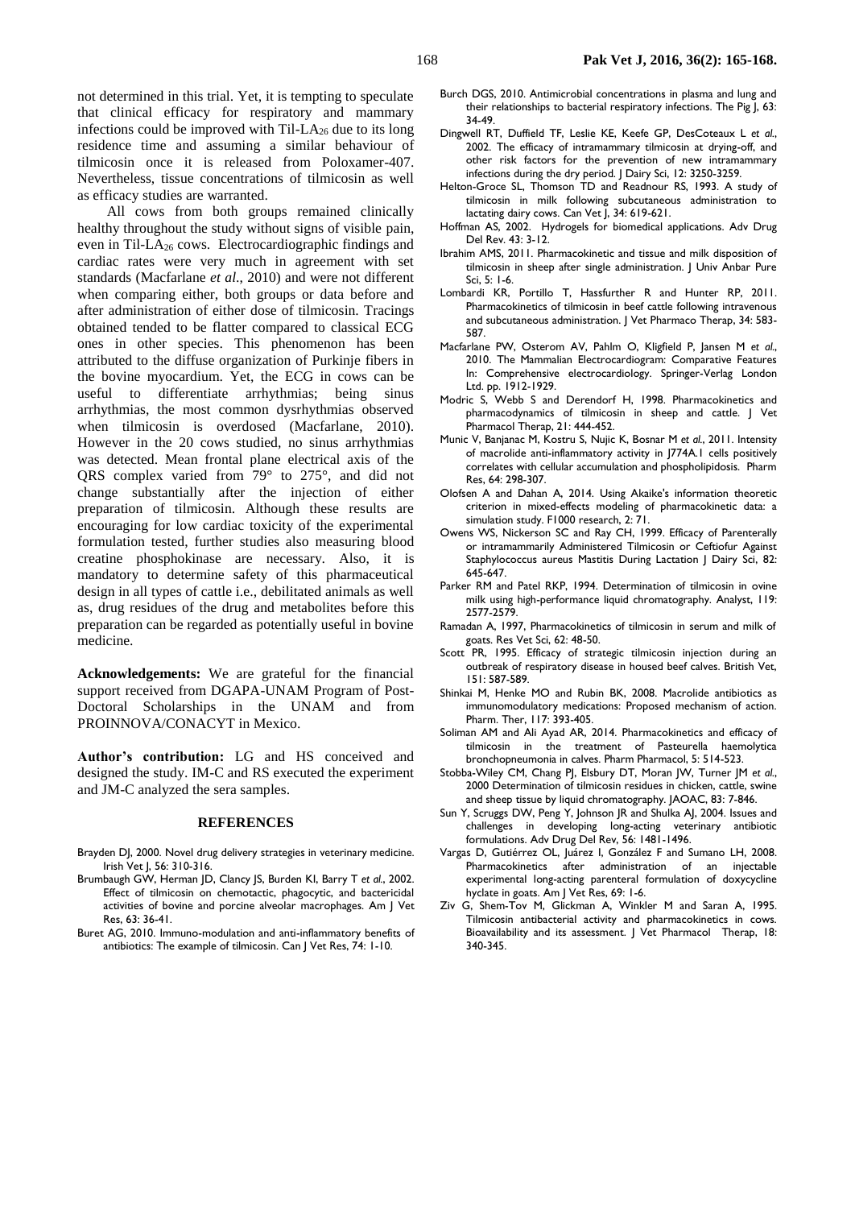not determined in this trial. Yet, it is tempting to speculate that clinical efficacy for respiratory and mammary infections could be improved with Til-$LA_{26}$ due to its long residence time and assuming a similar behaviour of tilmicosin once it is released from Poloxamer-407. Nevertheless, tissue concentrations of tilmicosin as well as efficacy studies are warranted.

All cows from both groups remained clinically healthy throughout the study without signs of visible pain, even in Til-$LA_{26}$ cows. Electrocardiographic findings and cardiac rates were very much in agreement with set standards (Macfarlane *et al.*, 2010) and were not different when comparing either, both groups or data before and after administration of either dose of tilmicosin. Tracings obtained tended to be flatter compared to classical ECG ones in other species. This phenomenon has been attributed to the diffuse organization of Purkinje fibers in the bovine myocardium. Yet, the ECG in cows can be useful to differentiate arrhythmias; being sinus arrhythmias, the most common dysrhythmias observed when tilmicosin is overdosed (Macfarlane, 2010). However in the 20 cows studied, no sinus arrhythmias was detected. Mean frontal plane electrical axis of the QRS complex varied from 79° to 275°, and did not change substantially after the injection of either preparation of tilmicosin. Although these results are encouraging for low cardiac toxicity of the experimental formulation tested, further studies also measuring blood creatine phosphokinase are necessary. Also, it is mandatory to determine safety of this pharmaceutical design in all types of cattle i.e., debilitated animals as well as, drug residues of the drug and metabolites before this preparation can be regarded as potentially useful in bovine medicine.

**Acknowledgements:** We are grateful for the financial support received from DGAPA-UNAM Program of Post-Doctoral Scholarships in the UNAM and from PROINNOVA/CONACYT in Mexico.

**Author's contribution:** LG and HS conceived and designed the study. IM-C and RS executed the experiment and JM-C analyzed the sera samples.

## REFERENCES

Brayden DJ, 2000. Novel drug delivery strategies in veterinary medicine. Irish Vet J, 56: 310-316.

Brumbaugh GW, Herman JD, Clancy JS, Burden KI, Barry T *et al.*, 2002. Effect of tilmicosin on chemotactic, phagocytic, and bactericidal activities of bovine and porcine alveolar macrophages. Am J Vet Res, 63: 36-41.

Buret AG, 2010. Immuno-modulation and anti-inflammatory benefits of antibiotics: The example of tilmicosin. Can J Vet Res, 74: 1-10.

Burch DGS, 2010. Antimicrobial concentrations in plasma and lung and their relationships to bacterial respiratory infections. The Pig J, 63: 34-49.

Dingwell RT, Duffield TF, Leslie KE, Keefe GP, DesCoteaux L *et al.*, 2002. The efficacy of intramammary tilmicosin at drying-off, and other risk factors for the prevention of new intramammary infections during the dry period. J Dairy Sci, 12: 3250-3259.

Helton-Groce SL, Thomson TD and Readnour RS, 1993. A study of tilmicosin in milk following subcutaneous administration to lactating dairy cows. Can Vet J, 34: 619-621.

Hoffman AS, 2002. Hydrogels for biomedical applications. Adv Drug Del Rev. 43: 3-12.

Ibrahim AMS, 2011. Pharmacokinetic and tissue and milk disposition of tilmicosin in sheep after single administration. J Univ Anbar Pure Sci, 5: 1-6.

Lombardi KR, Portillo T, Hassfurther R and Hunter RP, 2011. Pharmacokinetics of tilmicosin in beef cattle following intravenous and subcutaneous administration. J Vet Pharmaco Therap, 34: 583-587.

Macfarlane PW, Osterom AV, Pahlm O, Kligfield P, Jansen M *et al.*, 2010. The Mammalian Electrocardiogram: Comparative Features In: Comprehensive electrocardiology. Springer-Verlag London Ltd. pp. 1912-1929.

Modric S, Webb S and Derendorf H, 1998. Pharmacokinetics and pharmacodynamics of tilmicosin in sheep and cattle. J Vet Pharmacol Therap, 21: 444-452.

Munic V, Banjanac M, Kostru S, Nujic K, Bosnar M *et al.*, 2011. Intensity of macrolide anti-inflammatory activity in J774A.1 cells positively correlates with cellular accumulation and phospholipidosis. Pharm Res, 64: 298-307.

Olofsen A and Dahan A, 2014. Using Akaike's information theoretic criterion in mixed-effects modeling of pharmacokinetic data: a simulation study. F1000 research, 2: 71.

Owens WS, Nickerson SC and Ray CH, 1999. Efficacy of Parenterally or intramammarily Administered Tilmicosin or Ceftiofur Against Staphylococcus aureus Mastitis During Lactation J Dairy Sci, 82: 645-647.

Parker RM and Patel RKP, 1994. Determination of tilmicosin in ovine milk using high-performance liquid chromatography. Analyst, 119: 2577-2579.

Ramadan A, 1997, Pharmacokinetics of tilmicosin in serum and milk of goats. Res Vet Sci, 62: 48-50.

Scott PR, 1995. Efficacy of strategic tilmicosin injection during an outbreak of respiratory disease in housed beef calves. British Vet, 151: 587-589.

Shinkai M, Henke MO and Rubin BK, 2008. Macrolide antibiotics as immunomodulatory medications: Proposed mechanism of action. Pharm. Ther, 117: 393-405.

Soliman AM and Ali Ayad AR, 2014. Pharmacokinetics and efficacy of tilmicosin in the treatment of Pasteurella haemolytica bronchopneumonia in calves. Pharm Pharmacol, 5: 514-523.

Stobba-Wiley CM, Chang PJ, Elsbury DT, Moran JW, Turner JM *et al.*, 2000 Determination of tilmicosin residues in chicken, cattle, swine and sheep tissue by liquid chromatography. JAOAC, 83: 7-846.

Sun Y, Scruggs DW, Peng Y, Johnson JR and Shulka AJ, 2004. Issues and challenges in developing long-acting veterinary antibiotic formulations. Adv Drug Del Rev, 56: 1481-1496.

Vargas D, Gutiérrez OL, Juárez I, González F and Sumano LH, 2008. Pharmacokinetics after administration of an injectable experimental long-acting parenteral formulation of doxycycline hyclate in goats. Am J Vet Res, 69: 1-6.

Ziv G, Shem-Tov M, Glickman A, Winkler M and Saran A, 1995. Tilmicosin antibacterial activity and pharmacokinetics in cows. Bioavailability and its assessment. J Vet Pharmacol Therap, 18: 340-345.